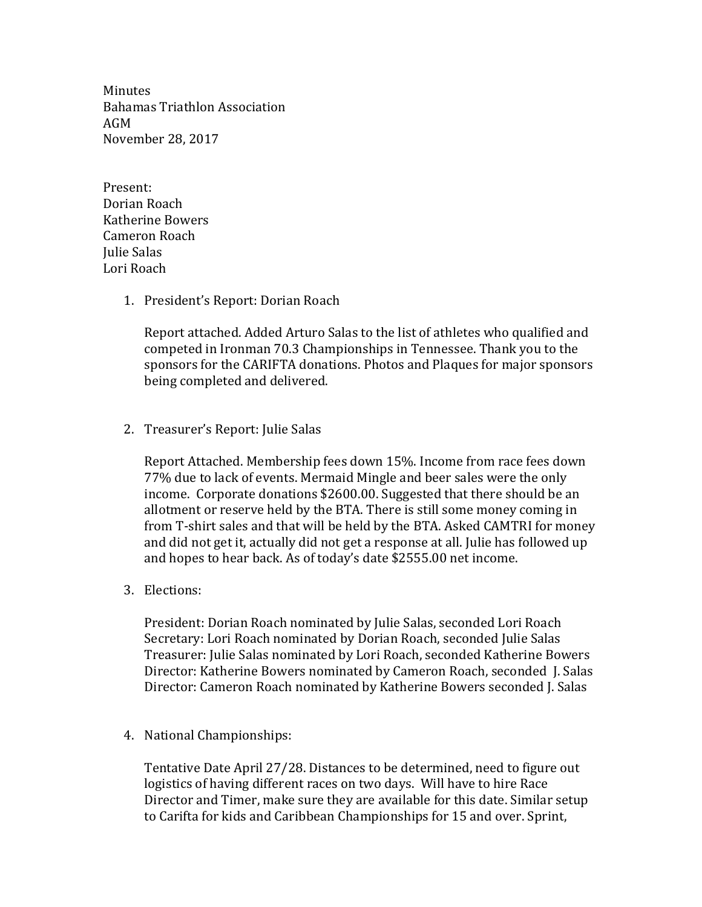Minutes
Bahamas Triathlon Association
AGM
November 28, 2017

Present:
Dorian Roach
Katherine Bowers
Cameron Roach
Julie Salas
Lori Roach

1. President's Report: Dorian Roach

   Report attached. Added Arturo Salas to the list of athletes who qualified and competed in Ironman 70.3 Championships in Tennessee. Thank you to the sponsors for the CARIFTA donations. Photos and Plaques for major sponsors being completed and delivered.

2. Treasurer's Report: Julie Salas

   Report Attached. Membership fees down 15%. Income from race fees down 77% due to lack of events. Mermaid Mingle and beer sales were the only income. Corporate donations $2600.00. Suggested that there should be an allotment or reserve held by the BTA. There is still some money coming in from T-shirt sales and that will be held by the BTA. Asked CAMTRI for money and did not get it, actually did not get a response at all. Julie has followed up and hopes to hear back. As of today's date $2555.00 net income.

3. Elections:

   President: Dorian Roach nominated by Julie Salas, seconded Lori Roach
   Secretary: Lori Roach nominated by Dorian Roach, seconded Julie Salas
   Treasurer: Julie Salas nominated by Lori Roach, seconded Katherine Bowers
   Director: Katherine Bowers nominated by Cameron Roach, seconded J. Salas
   Director: Cameron Roach nominated by Katherine Bowers seconded J. Salas

4. National Championships:

   Tentative Date April 27/28. Distances to be determined, need to figure out logistics of having different races on two days. Will have to hire Race Director and Timer, make sure they are available for this date. Similar setup to Carifta for kids and Caribbean Championships for 15 and over. Sprint,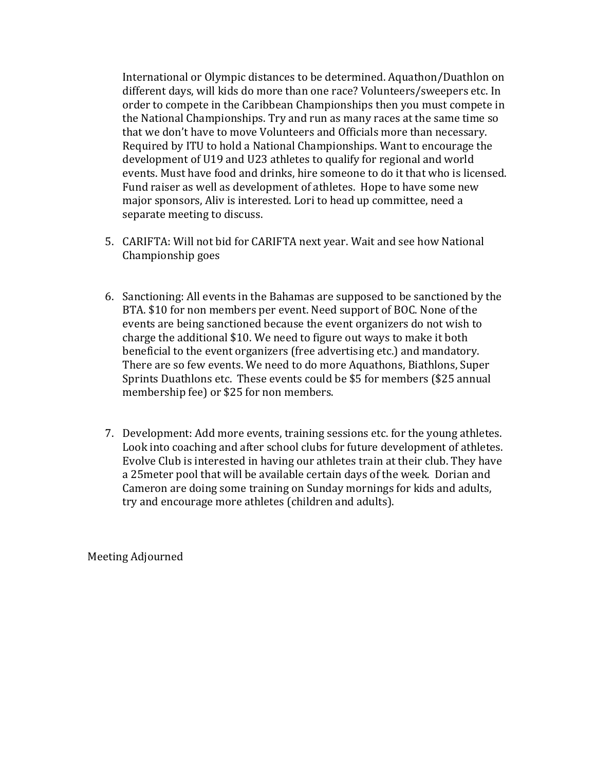International or Olympic distances to be determined. Aquathon/Duathlon on different days, will kids do more than one race? Volunteers/sweepers etc. In order to compete in the Caribbean Championships then you must compete in the National Championships. Try and run as many races at the same time so that we don't have to move Volunteers and Officials more than necessary. Required by ITU to hold a National Championships. Want to encourage the development of U19 and U23 athletes to qualify for regional and world events. Must have food and drinks, hire someone to do it that who is licensed. Fund raiser as well as development of athletes. Hope to have some new major sponsors, Aliv is interested. Lori to head up committee, need a separate meeting to discuss.

5. CARIFTA: Will not bid for CARIFTA next year. Wait and see how National Championship goes

6. Sanctioning: All events in the Bahamas are supposed to be sanctioned by the BTA. $10 for non members per event. Need support of BOC. None of the events are being sanctioned because the event organizers do not wish to charge the additional $10. We need to figure out ways to make it both beneficial to the event organizers (free advertising etc.) and mandatory. There are so few events. We need to do more Aquathons, Biathlons, Super Sprints Duathlons etc. These events could be $5 for members ($25 annual membership fee) or $25 for non members.

7. Development: Add more events, training sessions etc. for the young athletes. Look into coaching and after school clubs for future development of athletes. Evolve Club is interested in having our athletes train at their club. They have a 25meter pool that will be available certain days of the week. Dorian and Cameron are doing some training on Sunday mornings for kids and adults, try and encourage more athletes (children and adults).

Meeting Adjourned